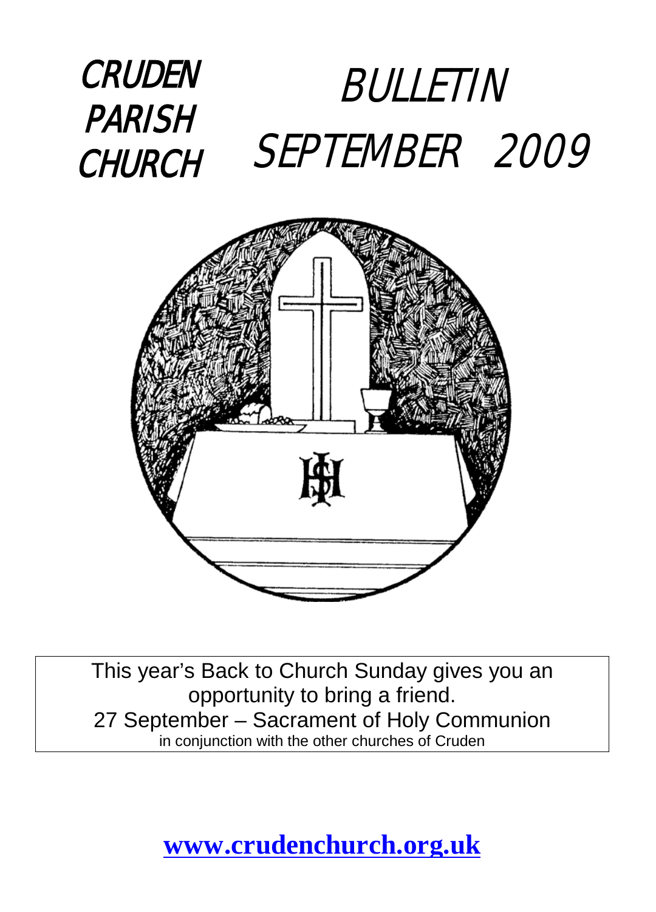# CRUDEN PARISH CHURCH

# BULLETIN SEPTEMBER 2009

This year's Back to Church Sunday gives you an opportunity to bring a friend.
27 September – Sacrament of Holy Communion
in conjunction with the other churches of Cruden

**www.crudenchurch.org.uk**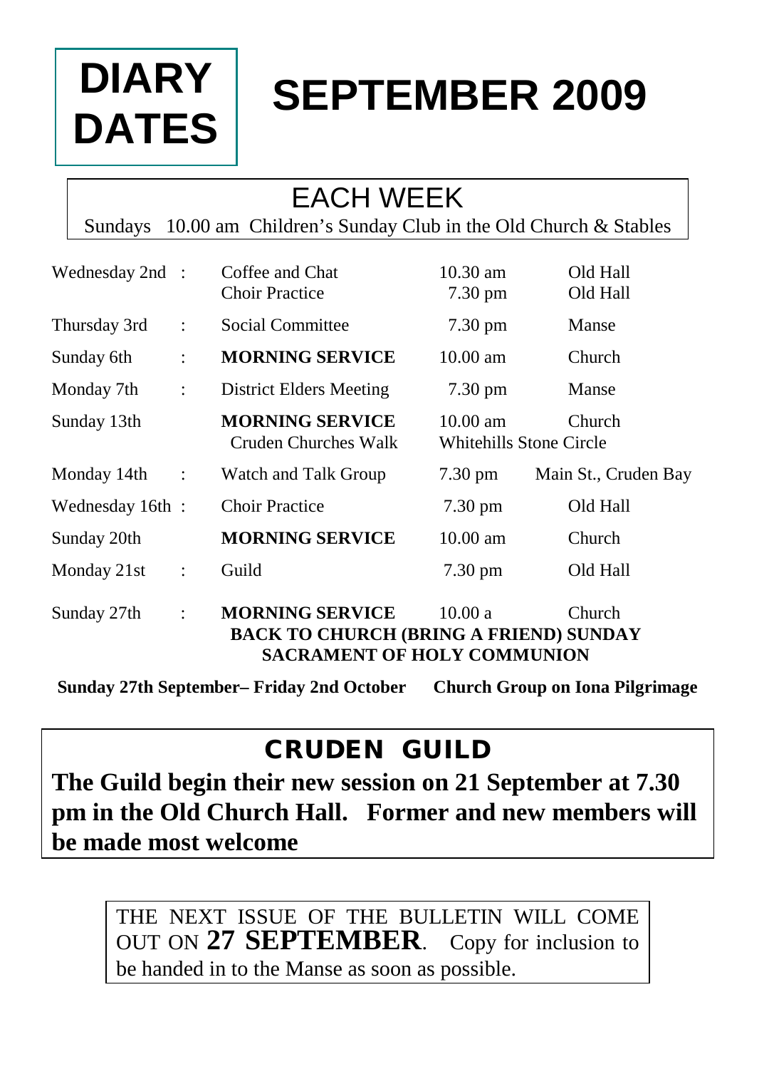# DIARY DATES

# SEPTEMBER 2009

## EACH WEEK

Sundays 10.00 am Children's Sunday Club in the Old Church & Stables

| | | | | |
|---|---|---|---|---|
| Wednesday 2nd | : | Coffee and Chat<br>Choir Practice | 10.30 am<br>7.30 pm | Old Hall<br>Old Hall |
| Thursday 3rd | : | Social Committee | 7.30 pm | Manse |
| Sunday 6th | : | **MORNING SERVICE** | 10.00 am | Church |
| Monday 7th | : | District Elders Meeting | 7.30 pm | Manse |
| Sunday 13th | | **MORNING SERVICE**<br>Cruden Churches Walk | 10.00 am<br>Whitehills Stone Circle | Church |
| Monday 14th | : | Watch and Talk Group | 7.30 pm | Main St., Cruden Bay |
| Wednesday 16th | : | Choir Practice | 7.30 pm | Old Hall |
| Sunday 20th | | **MORNING SERVICE** | 10.00 am | Church |
| Monday 21st | : | Guild | 7.30 pm | Old Hall |
| Sunday 27th | : | **MORNING SERVICE** | 10.00 a | Church |

**BACK TO CHURCH (BRING A FRIEND) SUNDAY**
**SACRAMENT OF HOLY COMMUNION**

**Sunday 27th September– Friday 2nd October Church Group on Iona Pilgrimage**

## CRUDEN GUILD

**The Guild begin their new session on 21 September at 7.30 pm in the Old Church Hall. Former and new members will be made most welcome**

THE NEXT ISSUE OF THE BULLETIN WILL COME OUT ON **27 SEPTEMBER**. Copy for inclusion to be handed in to the Manse as soon as possible.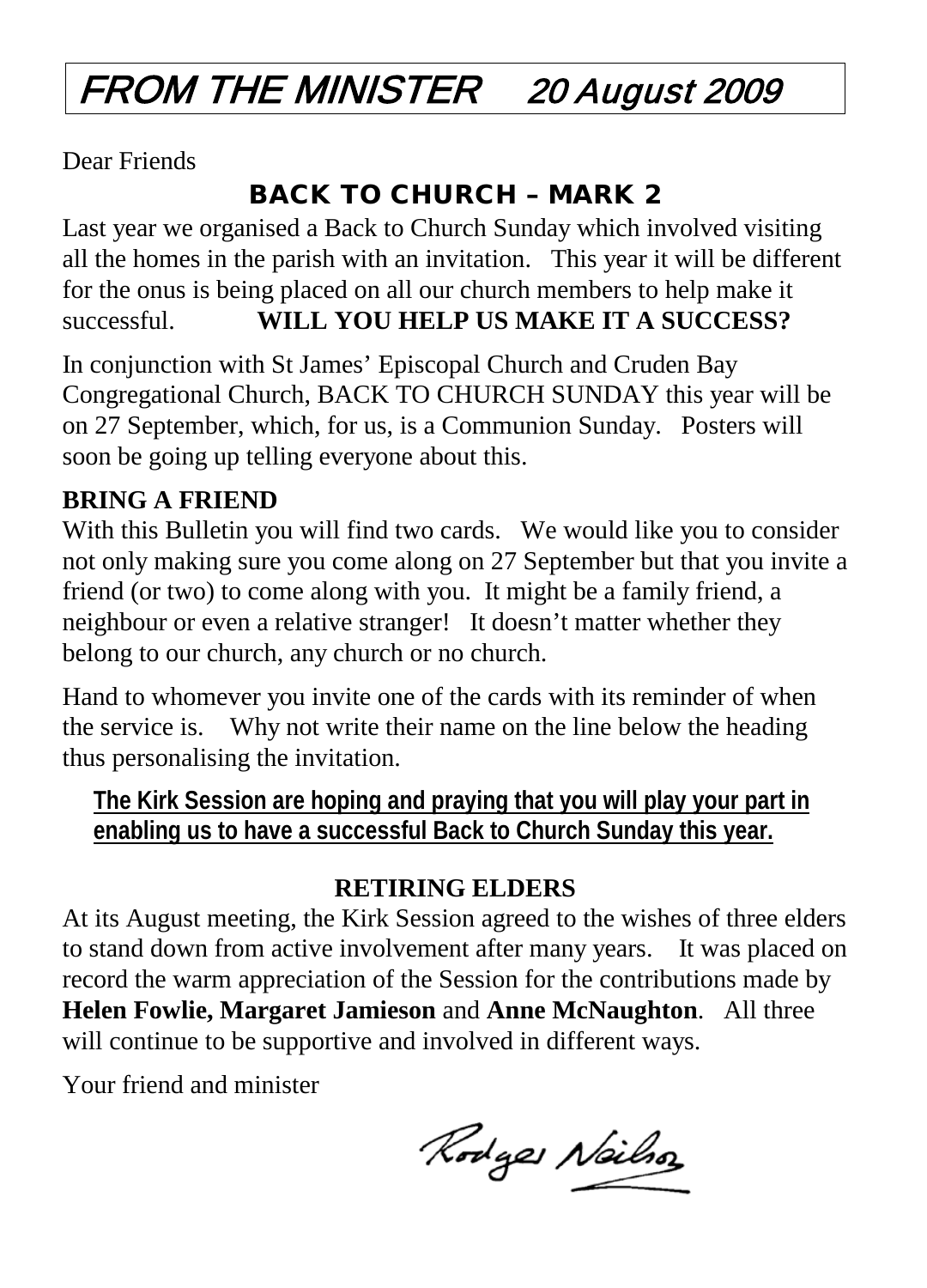# FROM THE MINISTER 20 August 2009

Dear Friends

## BACK TO CHURCH – MARK 2

Last year we organised a Back to Church Sunday which involved visiting all the homes in the parish with an invitation. This year it will be different for the onus is being placed on all our church members to help make it successful. **WILL YOU HELP US MAKE IT A SUCCESS?**

In conjunction with St James' Episcopal Church and Cruden Bay Congregational Church, BACK TO CHURCH SUNDAY this year will be on 27 September, which, for us, is a Communion Sunday. Posters will soon be going up telling everyone about this.

**BRING A FRIEND**

With this Bulletin you will find two cards. We would like you to consider not only making sure you come along on 27 September but that you invite a friend (or two) to come along with you. It might be a family friend, a neighbour or even a relative stranger! It doesn't matter whether they belong to our church, any church or no church.

Hand to whomever you invite one of the cards with its reminder of when the service is. Why not write their name on the line below the heading thus personalising the invitation.

**The Kirk Session are hoping and praying that you will play your part in enabling us to have a successful Back to Church Sunday this year.**

## RETIRING ELDERS

At its August meeting, the Kirk Session agreed to the wishes of three elders to stand down from active involvement after many years. It was placed on record the warm appreciation of the Session for the contributions made by **Helen Fowlie, Margaret Jamieson** and **Anne McNaughton**. All three will continue to be supportive and involved in different ways.

Your friend and minister

Rodger Neilson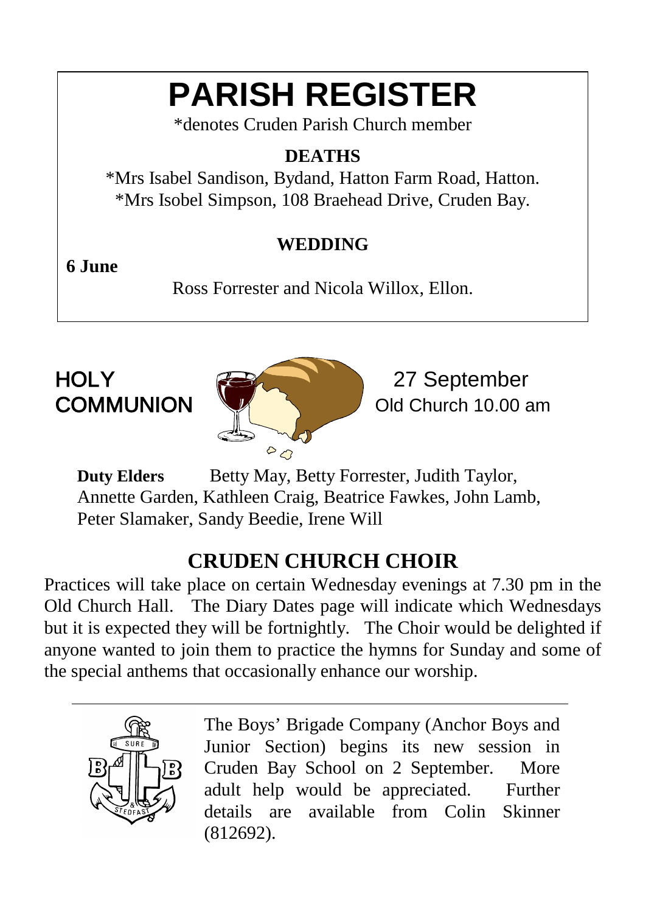# PARISH REGISTER

*denotes Cruden Parish Church member

## DEATHS

*Mrs Isabel Sandison, Bydand, Hatton Farm Road, Hatton.
*Mrs Isobel Simpson, 108 Braehead Drive, Cruden Bay.

## WEDDING

**6 June**

Ross Forrester and Nicola Willox, Ellon.

## HOLY COMMUNION

27 September
Old Church 10.00 am

**Duty Elders** Betty May, Betty Forrester, Judith Taylor, Annette Garden, Kathleen Craig, Beatrice Fawkes, John Lamb, Peter Slamaker, Sandy Beedie, Irene Will

## CRUDEN CHURCH CHOIR

Practices will take place on certain Wednesday evenings at 7.30 pm in the Old Church Hall. The Diary Dates page will indicate which Wednesdays but it is expected they will be fortnightly. The Choir would be delighted if anyone wanted to join them to practice the hymns for Sunday and some of the special anthems that occasionally enhance our worship.

---

The Boys' Brigade Company (Anchor Boys and Junior Section) begins its new session in Cruden Bay School on 2 September. More adult help would be appreciated. Further details are available from Colin Skinner (812692).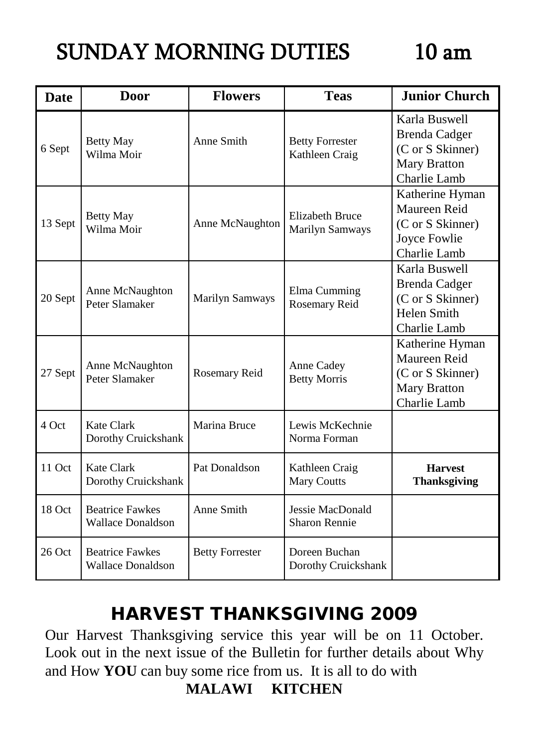# SUNDAY MORNING DUTIES 10 am

| Date | Door | Flowers | Teas | Junior Church |
|---|---|---|---|---|
| 6 Sept | Betty May<br>Wilma Moir | Anne Smith | Betty Forrester<br>Kathleen Craig | Karla Buswell<br>Brenda Cadger<br>(C or S Skinner)<br>Mary Bratton<br>Charlie Lamb |
| 13 Sept | Betty May<br>Wilma Moir | Anne McNaughton | Elizabeth Bruce<br>Marilyn Samways | Katherine Hyman<br>Maureen Reid<br>(C or S Skinner)<br>Joyce Fowlie<br>Charlie Lamb |
| 20 Sept | Anne McNaughton<br>Peter Slamaker | Marilyn Samways | Elma Cumming<br>Rosemary Reid | Karla Buswell<br>Brenda Cadger<br>(C or S Skinner)<br>Helen Smith<br>Charlie Lamb |
| 27 Sept | Anne McNaughton<br>Peter Slamaker | Rosemary Reid | Anne Cadey<br>Betty Morris | Katherine Hyman<br>Maureen Reid<br>(C or S Skinner)<br>Mary Bratton<br>Charlie Lamb |
| 4 Oct | Kate Clark<br>Dorothy Cruickshank | Marina Bruce | Lewis McKechnie<br>Norma Forman | |
| 11 Oct | Kate Clark<br>Dorothy Cruickshank | Pat Donaldson | Kathleen Craig<br>Mary Coutts | **Harvest Thanksgiving** |
| 18 Oct | Beatrice Fawkes<br>Wallace Donaldson | Anne Smith | Jessie MacDonald<br>Sharon Rennie | |
| 26 Oct | Beatrice Fawkes<br>Wallace Donaldson | Betty Forrester | Doreen Buchan<br>Dorothy Cruickshank | |

## HARVEST THANKSGIVING 2009

Our Harvest Thanksgiving service this year will be on 11 October. Look out in the next issue of the Bulletin for further details about Why and How **YOU** can buy some rice from us. It is all to do with

**MALAWI KITCHEN**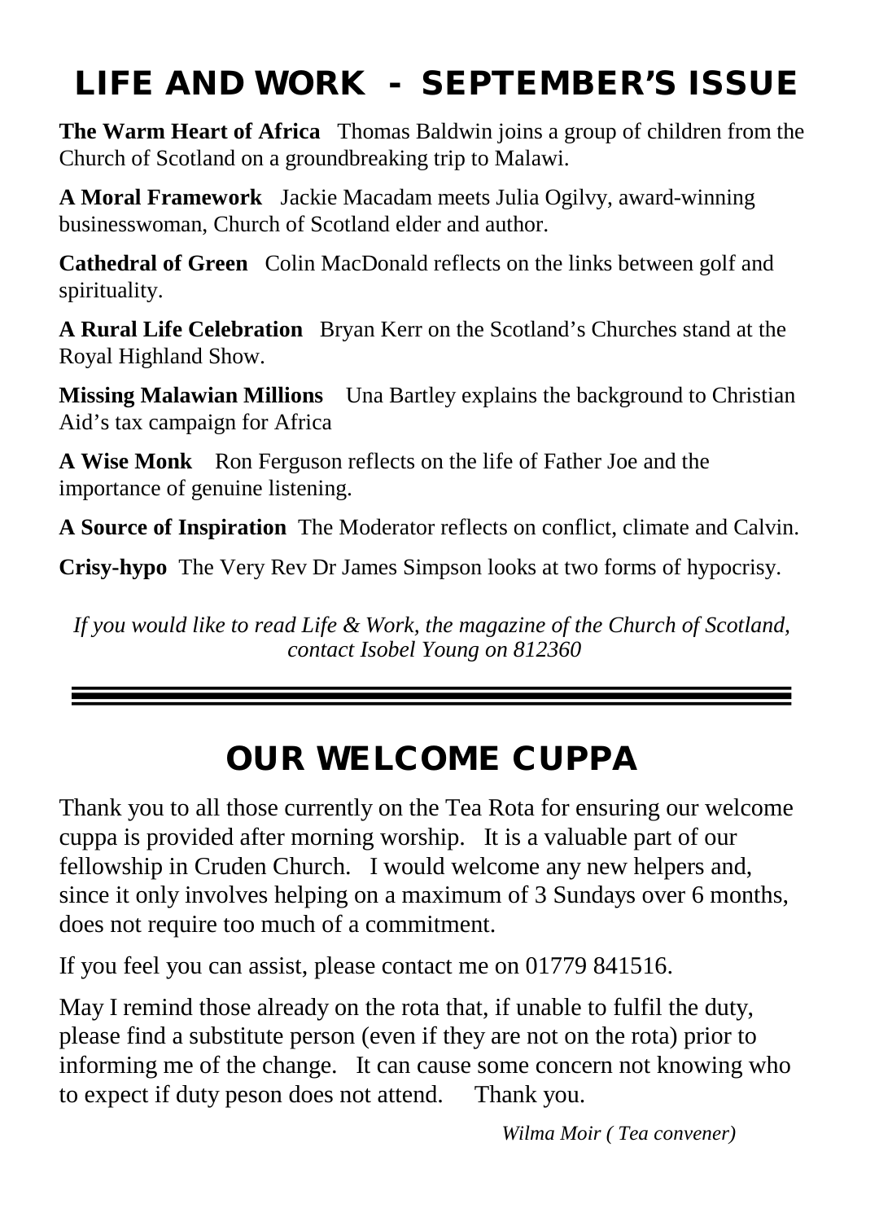# LIFE AND WORK - SEPTEMBER'S ISSUE

**The Warm Heart of Africa** Thomas Baldwin joins a group of children from the Church of Scotland on a groundbreaking trip to Malawi.

**A Moral Framework** Jackie Macadam meets Julia Ogilvy, award-winning businesswoman, Church of Scotland elder and author.

**Cathedral of Green** Colin MacDonald reflects on the links between golf and spirituality.

**A Rural Life Celebration** Bryan Kerr on the Scotland's Churches stand at the Royal Highland Show.

**Missing Malawian Millions** Una Bartley explains the background to Christian Aid's tax campaign for Africa

**A Wise Monk** Ron Ferguson reflects on the life of Father Joe and the importance of genuine listening.

**A Source of Inspiration** The Moderator reflects on conflict, climate and Calvin.

**Crisy-hypo** The Very Rev Dr James Simpson looks at two forms of hypocrisy.

*If you would like to read Life & Work, the magazine of the Church of Scotland, contact Isobel Young on 812360*

---

# OUR WELCOME CUPPA

Thank you to all those currently on the Tea Rota for ensuring our welcome cuppa is provided after morning worship. It is a valuable part of our fellowship in Cruden Church. I would welcome any new helpers and, since it only involves helping on a maximum of 3 Sundays over 6 months, does not require too much of a commitment.

If you feel you can assist, please contact me on 01779 841516.

May I remind those already on the rota that, if unable to fulfil the duty, please find a substitute person (even if they are not on the rota) prior to informing me of the change. It can cause some concern not knowing who to expect if duty peson does not attend. Thank you.

*Wilma Moir ( Tea convener)*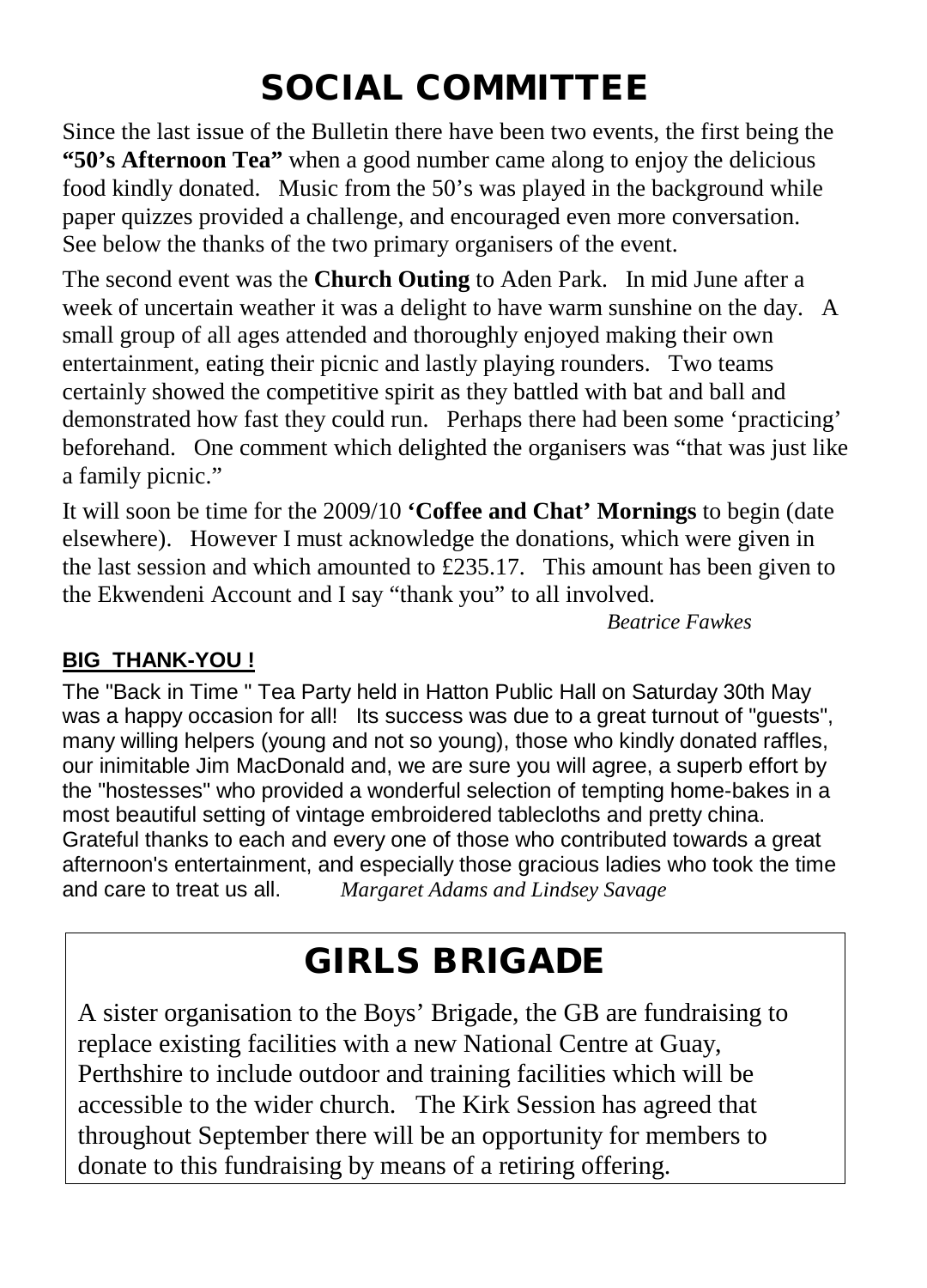# SOCIAL COMMITTEE

Since the last issue of the Bulletin there have been two events, the first being the **"50's Afternoon Tea"** when a good number came along to enjoy the delicious food kindly donated. Music from the 50's was played in the background while paper quizzes provided a challenge, and encouraged even more conversation. See below the thanks of the two primary organisers of the event.

The second event was the **Church Outing** to Aden Park. In mid June after a week of uncertain weather it was a delight to have warm sunshine on the day. A small group of all ages attended and thoroughly enjoyed making their own entertainment, eating their picnic and lastly playing rounders. Two teams certainly showed the competitive spirit as they battled with bat and ball and demonstrated how fast they could run. Perhaps there had been some 'practicing' beforehand. One comment which delighted the organisers was "that was just like a family picnic."

It will soon be time for the 2009/10 **'Coffee and Chat' Mornings** to begin (date elsewhere). However I must acknowledge the donations, which were given in the last session and which amounted to £235.17. This amount has been given to the Ekwendeni Account and I say "thank you" to all involved.

*Beatrice Fawkes*

**BIG THANK-YOU !**

The "Back in Time " Tea Party held in Hatton Public Hall on Saturday 30th May was a happy occasion for all! Its success was due to a great turnout of "guests", many willing helpers (young and not so young), those who kindly donated raffles, our inimitable Jim MacDonald and, we are sure you will agree, a superb effort by the "hostesses" who provided a wonderful selection of tempting home-bakes in a most beautiful setting of vintage embroidered tablecloths and pretty china. Grateful thanks to each and every one of those who contributed towards a great afternoon's entertainment, and especially those gracious ladies who took the time and care to treat us all. *Margaret Adams and Lindsey Savage*

# GIRLS BRIGADE

A sister organisation to the Boys' Brigade, the GB are fundraising to replace existing facilities with a new National Centre at Guay, Perthshire to include outdoor and training facilities which will be accessible to the wider church. The Kirk Session has agreed that throughout September there will be an opportunity for members to donate to this fundraising by means of a retiring offering.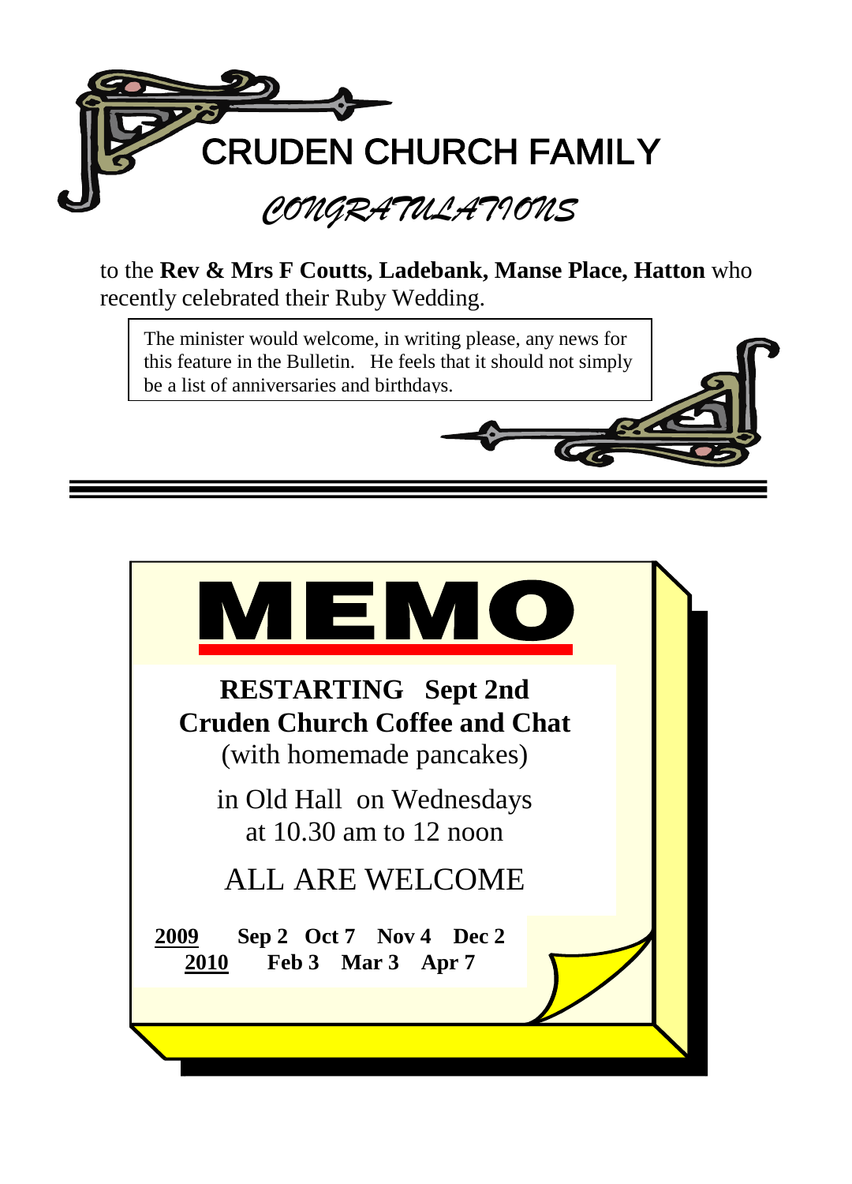# CRUDEN CHURCH FAMILY

## *CONGRATULATIONS*

to the **Rev & Mrs F Coutts, Ladebank, Manse Place, Hatton** who recently celebrated their Ruby Wedding.

The minister would welcome, in writing please, any news for this feature in the Bulletin. He feels that it should not simply be a list of anniversaries and birthdays.

---

# MEMO

**RESTARTING Sept 2nd**
**Cruden Church Coffee and Chat**
(with homemade pancakes)

in Old Hall on Wednesdays
at 10.30 am to 12 noon

ALL ARE WELCOME

**2009** **Sep 2 Oct 7 Nov 4 Dec 2**
**2010** **Feb 3 Mar 3 Apr 7**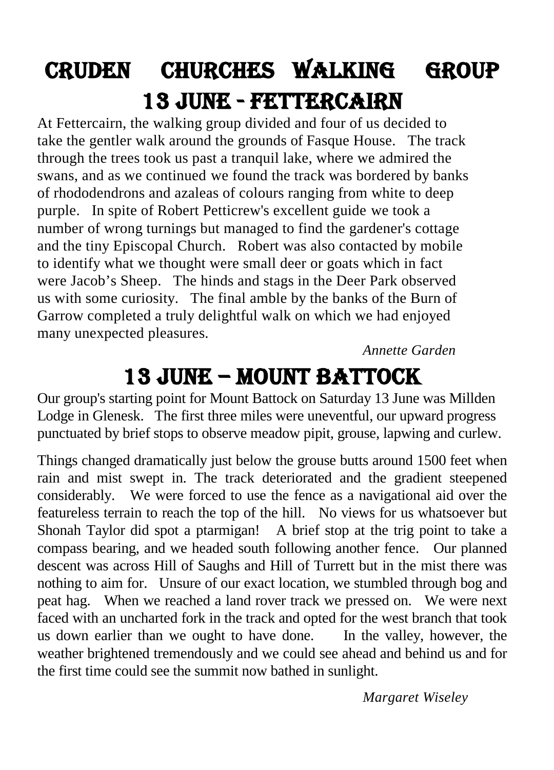# Cruden Churches Walking Group

## 13 June - Fettercairn

At Fettercairn, the walking group divided and four of us decided to take the gentler walk around the grounds of Fasque House. The track through the trees took us past a tranquil lake, where we admired the swans, and as we continued we found the track was bordered by banks of rhododendrons and azaleas of colours ranging from white to deep purple. In spite of Robert Petticrew's excellent guide we took a number of wrong turnings but managed to find the gardener's cottage and the tiny Episcopal Church. Robert was also contacted by mobile to identify what we thought were small deer or goats which in fact were Jacob's Sheep. The hinds and stags in the Deer Park observed us with some curiosity. The final amble by the banks of the Burn of Garrow completed a truly delightful walk on which we had enjoyed many unexpected pleasures.

*Annette Garden*

## 13 June – Mount Battock

Our group's starting point for Mount Battock on Saturday 13 June was Millden Lodge in Glenesk. The first three miles were uneventful, our upward progress punctuated by brief stops to observe meadow pipit, grouse, lapwing and curlew.

Things changed dramatically just below the grouse butts around 1500 feet when rain and mist swept in. The track deteriorated and the gradient steepened considerably. We were forced to use the fence as a navigational aid over the featureless terrain to reach the top of the hill. No views for us whatsoever but Shonah Taylor did spot a ptarmigan! A brief stop at the trig point to take a compass bearing, and we headed south following another fence. Our planned descent was across Hill of Saughs and Hill of Turrett but in the mist there was nothing to aim for. Unsure of our exact location, we stumbled through bog and peat hag. When we reached a land rover track we pressed on. We were next faced with an uncharted fork in the track and opted for the west branch that took us down earlier than we ought to have done. In the valley, however, the weather brightened tremendously and we could see ahead and behind us and for the first time could see the summit now bathed in sunlight.

*Margaret Wiseley*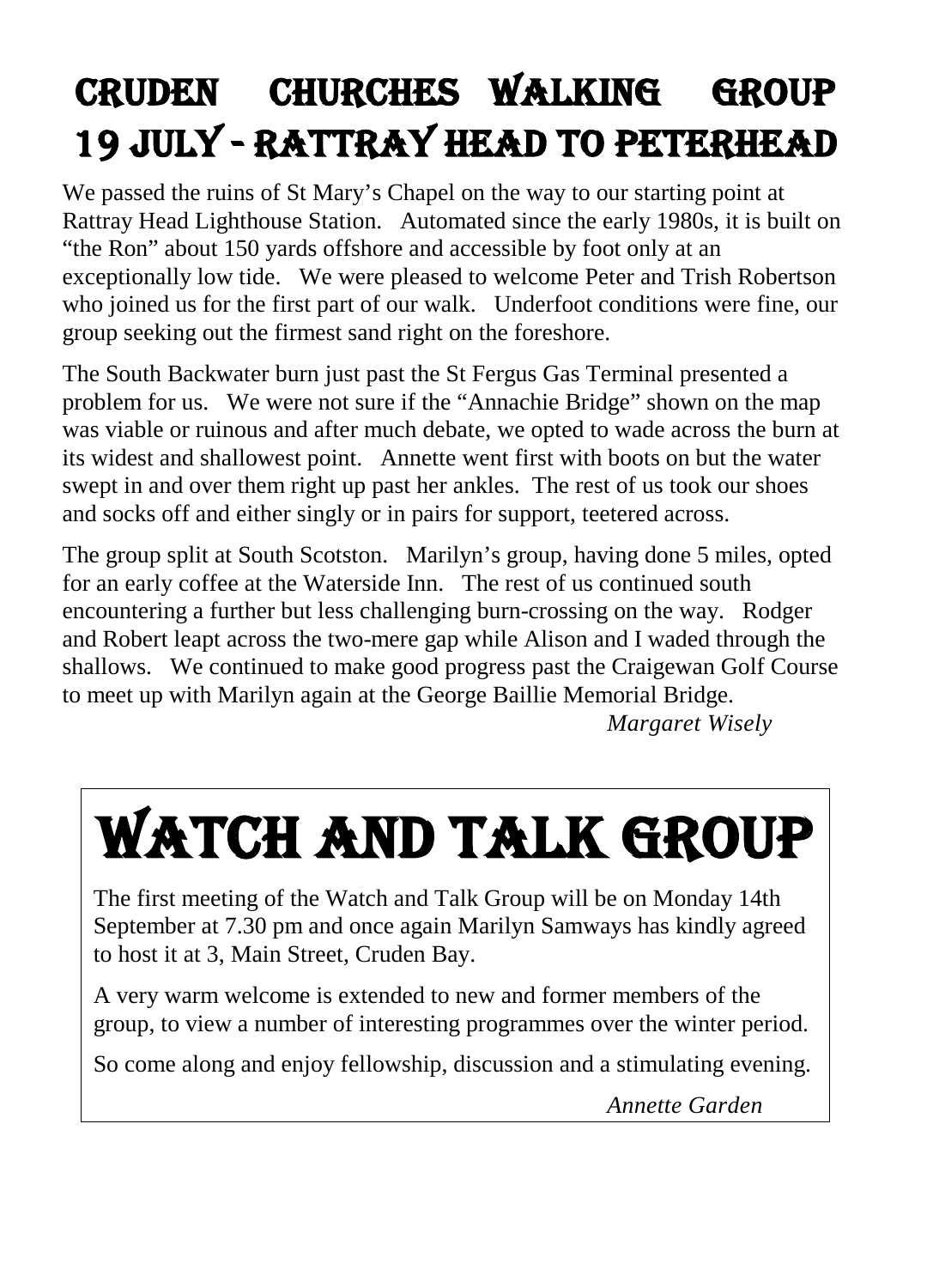# Cruden Churches Walking Group 19 July - Rattray Head to Peterhead

We passed the ruins of St Mary's Chapel on the way to our starting point at Rattray Head Lighthouse Station. Automated since the early 1980s, it is built on "the Ron" about 150 yards offshore and accessible by foot only at an exceptionally low tide. We were pleased to welcome Peter and Trish Robertson who joined us for the first part of our walk. Underfoot conditions were fine, our group seeking out the firmest sand right on the foreshore.

The South Backwater burn just past the St Fergus Gas Terminal presented a problem for us. We were not sure if the "Annachie Bridge" shown on the map was viable or ruinous and after much debate, we opted to wade across the burn at its widest and shallowest point. Annette went first with boots on but the water swept in and over them right up past her ankles. The rest of us took our shoes and socks off and either singly or in pairs for support, teetered across.

The group split at South Scotston. Marilyn's group, having done 5 miles, opted for an early coffee at the Waterside Inn. The rest of us continued south encountering a further but less challenging burn-crossing on the way. Rodger and Robert leapt across the two-mere gap while Alison and I waded through the shallows. We continued to make good progress past the Craigewan Golf Course to meet up with Marilyn again at the George Baillie Memorial Bridge.

*Margaret Wisely*

# Watch and Talk Group

The first meeting of the Watch and Talk Group will be on Monday 14th September at 7.30 pm and once again Marilyn Samways has kindly agreed to host it at 3, Main Street, Cruden Bay.

A very warm welcome is extended to new and former members of the group, to view a number of interesting programmes over the winter period.

So come along and enjoy fellowship, discussion and a stimulating evening.

*Annette Garden*